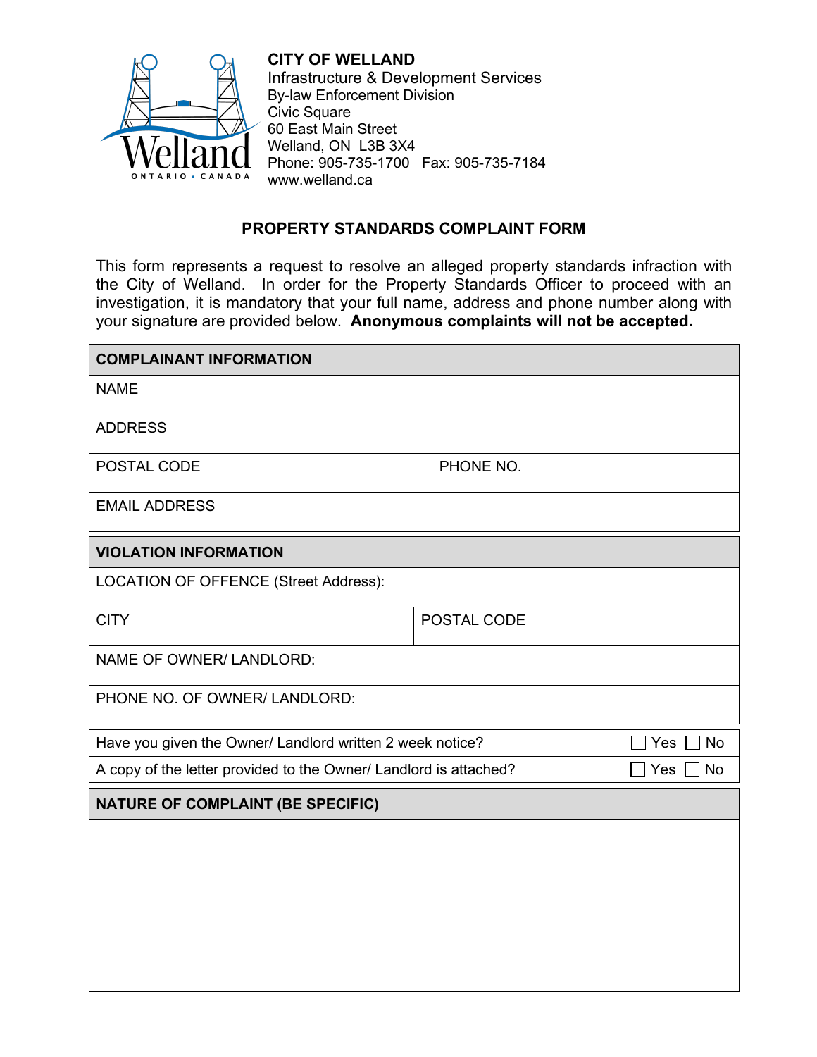**CITY OF WELLAND**
Infrastructure & Development Services
By-law Enforcement Division
Civic Square
60 East Main Street
Welland, ON  L3B 3X4
Phone: 905-735-1700   Fax: 905-735-7184
www.welland.ca

# PROPERTY STANDARDS COMPLAINT FORM

This form represents a request to resolve an alleged property standards infraction with the City of Welland. In order for the Property Standards Officer to proceed with an investigation, it is mandatory that your full name, address and phone number along with your signature are provided below. **Anonymous complaints will not be accepted.**

| **COMPLAINANT INFORMATION** | |
|---|---|
| NAME | |
| ADDRESS | |
| POSTAL CODE | PHONE NO. |
| EMAIL ADDRESS | |

| **VIOLATION INFORMATION** | |
|---|---|
| LOCATION OF OFFENCE (Street Address): | |
| CITY | POSTAL CODE |
| NAME OF OWNER/ LANDLORD: | |
| PHONE NO. OF OWNER/ LANDLORD: | |

| | |
|---|---|
| Have you given the Owner/ Landlord written 2 week notice? | ☐ Yes ☐ No |
| A copy of the letter provided to the Owner/ Landlord is attached? | ☐ Yes ☐ No |

| **NATURE OF COMPLAINT (BE SPECIFIC)** |
|---|
| |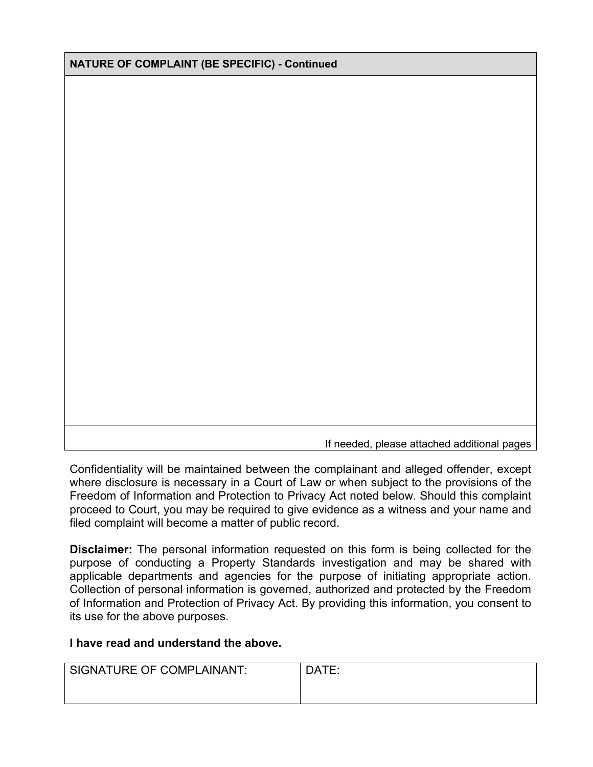| NATURE OF COMPLAINT (BE SPECIFIC) - Continued |
| --- |
| |
| If needed, please attached additional pages |

Confidentiality will be maintained between the complainant and alleged offender, except where disclosure is necessary in a Court of Law or when subject to the provisions of the Freedom of Information and Protection to Privacy Act noted below. Should this complaint proceed to Court, you may be required to give evidence as a witness and your name and filed complaint will become a matter of public record.

**Disclaimer:** The personal information requested on this form is being collected for the purpose of conducting a Property Standards investigation and may be shared with applicable departments and agencies for the purpose of initiating appropriate action. Collection of personal information is governed, authorized and protected by the Freedom of Information and Protection of Privacy Act. By providing this information, you consent to its use for the above purposes.

**I have read and understand the above.**

| SIGNATURE OF COMPLAINANT: | DATE: |
| --- | --- |
| | |